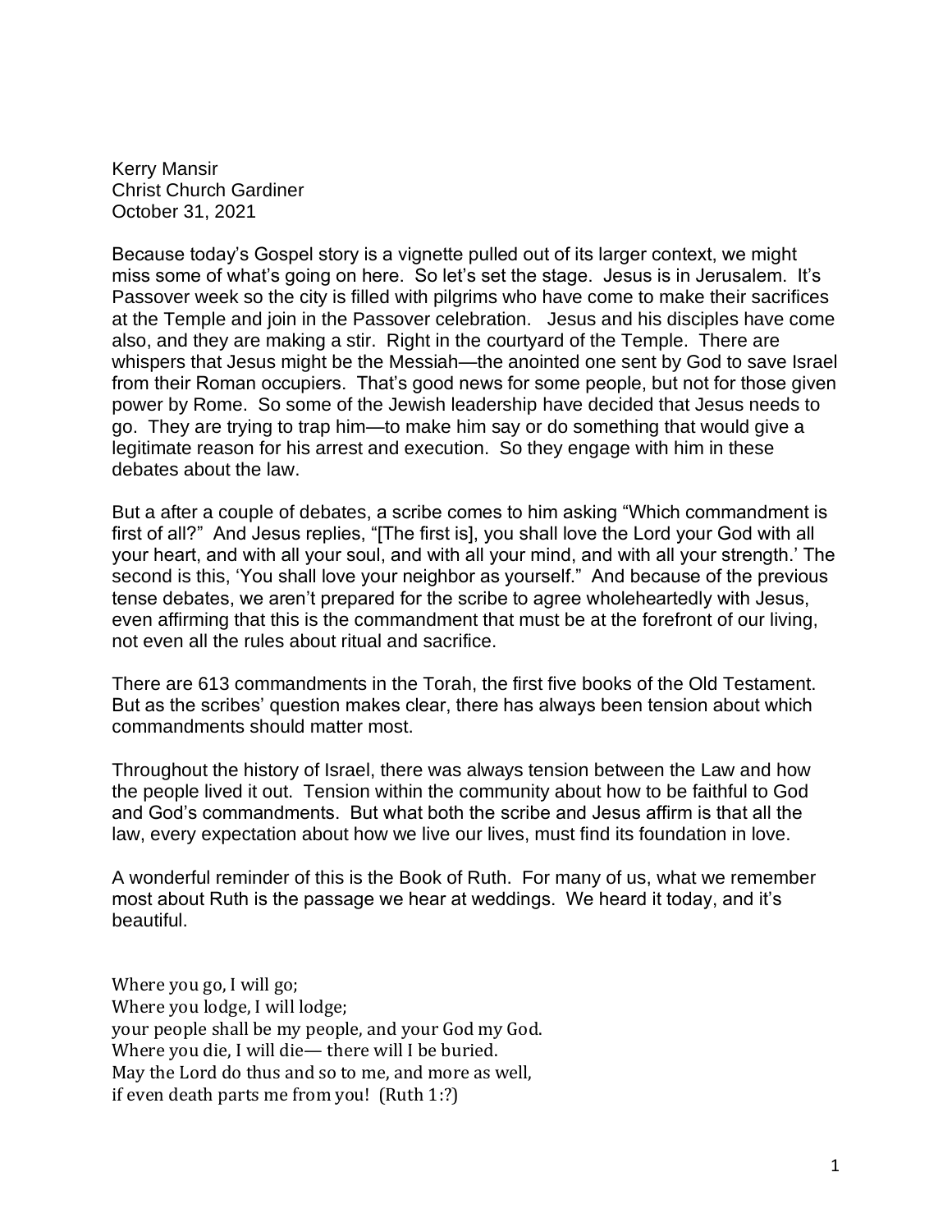Kerry Mansir
Christ Church Gardiner
October 31, 2021

Because today's Gospel story is a vignette pulled out of its larger context, we might miss some of what's going on here. So let's set the stage. Jesus is in Jerusalem. It's Passover week so the city is filled with pilgrims who have come to make their sacrifices at the Temple and join in the Passover celebration. Jesus and his disciples have come also, and they are making a stir. Right in the courtyard of the Temple. There are whispers that Jesus might be the Messiah—the anointed one sent by God to save Israel from their Roman occupiers. That's good news for some people, but not for those given power by Rome. So some of the Jewish leadership have decided that Jesus needs to go. They are trying to trap him—to make him say or do something that would give a legitimate reason for his arrest and execution. So they engage with him in these debates about the law.

But a after a couple of debates, a scribe comes to him asking "Which commandment is first of all?" And Jesus replies, "[The first is], you shall love the Lord your God with all your heart, and with all your soul, and with all your mind, and with all your strength.' The second is this, 'You shall love your neighbor as yourself." And because of the previous tense debates, we aren't prepared for the scribe to agree wholeheartedly with Jesus, even affirming that this is the commandment that must be at the forefront of our living, not even all the rules about ritual and sacrifice.

There are 613 commandments in the Torah, the first five books of the Old Testament. But as the scribes' question makes clear, there has always been tension about which commandments should matter most.

Throughout the history of Israel, there was always tension between the Law and how the people lived it out. Tension within the community about how to be faithful to God and God's commandments. But what both the scribe and Jesus affirm is that all the law, every expectation about how we live our lives, must find its foundation in love.

A wonderful reminder of this is the Book of Ruth. For many of us, what we remember most about Ruth is the passage we hear at weddings. We heard it today, and it's beautiful.

Where you go, I will go;
Where you lodge, I will lodge;
your people shall be my people, and your God my God.
Where you die, I will die— there will I be buried.
May the Lord do thus and so to me, and more as well,
if even death parts me from you! (Ruth 1:?)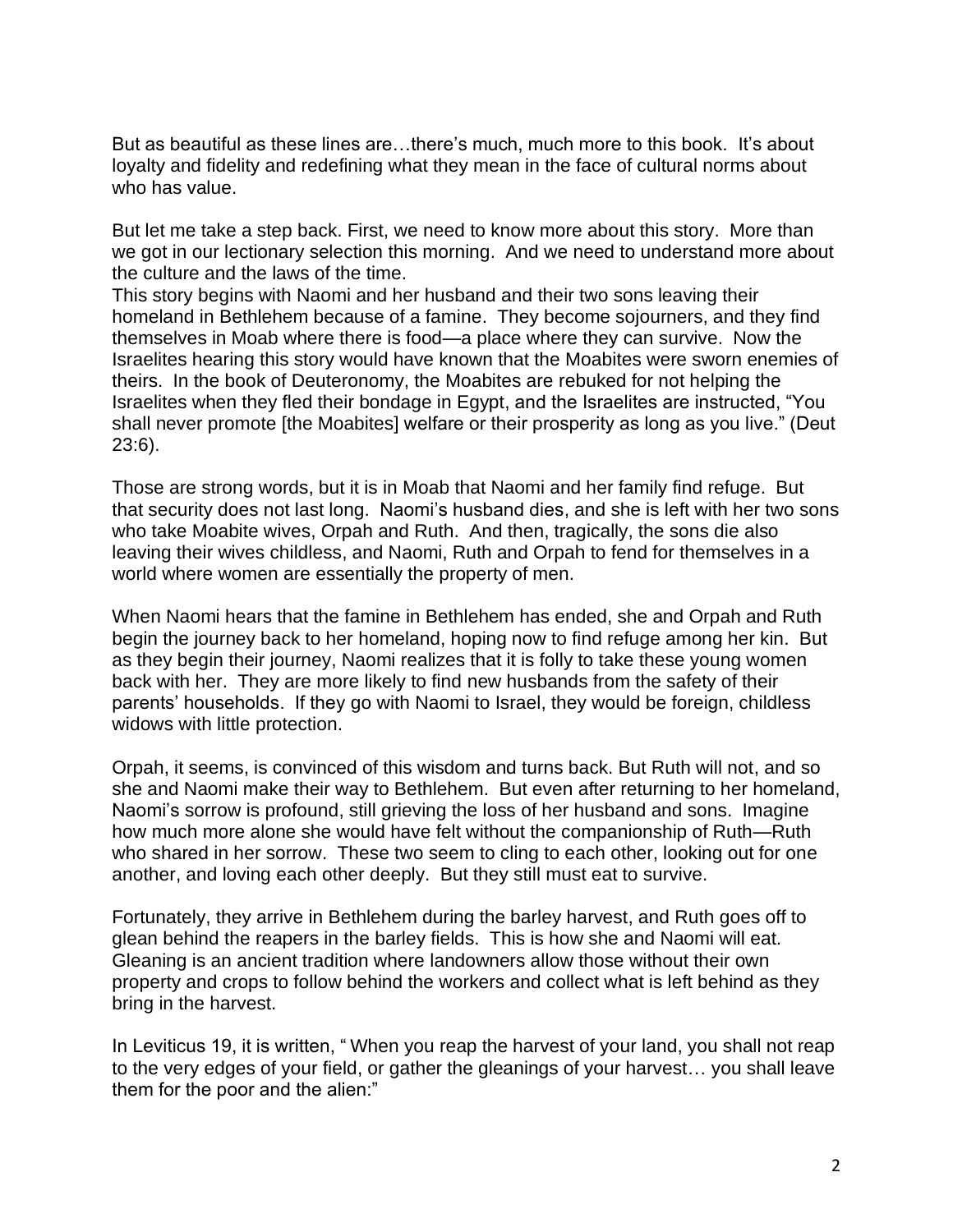But as beautiful as these lines are…there's much, much more to this book. It's about loyalty and fidelity and redefining what they mean in the face of cultural norms about who has value.

But let me take a step back. First, we need to know more about this story. More than we got in our lectionary selection this morning. And we need to understand more about the culture and the laws of the time.

This story begins with Naomi and her husband and their two sons leaving their homeland in Bethlehem because of a famine. They become sojourners, and they find themselves in Moab where there is food—a place where they can survive. Now the Israelites hearing this story would have known that the Moabites were sworn enemies of theirs. In the book of Deuteronomy, the Moabites are rebuked for not helping the Israelites when they fled their bondage in Egypt, and the Israelites are instructed, "You shall never promote [the Moabites] welfare or their prosperity as long as you live." (Deut 23:6).

Those are strong words, but it is in Moab that Naomi and her family find refuge. But that security does not last long. Naomi's husband dies, and she is left with her two sons who take Moabite wives, Orpah and Ruth. And then, tragically, the sons die also leaving their wives childless, and Naomi, Ruth and Orpah to fend for themselves in a world where women are essentially the property of men.

When Naomi hears that the famine in Bethlehem has ended, she and Orpah and Ruth begin the journey back to her homeland, hoping now to find refuge among her kin. But as they begin their journey, Naomi realizes that it is folly to take these young women back with her. They are more likely to find new husbands from the safety of their parents' households. If they go with Naomi to Israel, they would be foreign, childless widows with little protection.

Orpah, it seems, is convinced of this wisdom and turns back. But Ruth will not, and so she and Naomi make their way to Bethlehem. But even after returning to her homeland, Naomi's sorrow is profound, still grieving the loss of her husband and sons. Imagine how much more alone she would have felt without the companionship of Ruth—Ruth who shared in her sorrow. These two seem to cling to each other, looking out for one another, and loving each other deeply. But they still must eat to survive.

Fortunately, they arrive in Bethlehem during the barley harvest, and Ruth goes off to glean behind the reapers in the barley fields. This is how she and Naomi will eat. Gleaning is an ancient tradition where landowners allow those without their own property and crops to follow behind the workers and collect what is left behind as they bring in the harvest.

In Leviticus 19, it is written, " When you reap the harvest of your land, you shall not reap to the very edges of your field, or gather the gleanings of your harvest… you shall leave them for the poor and the alien:"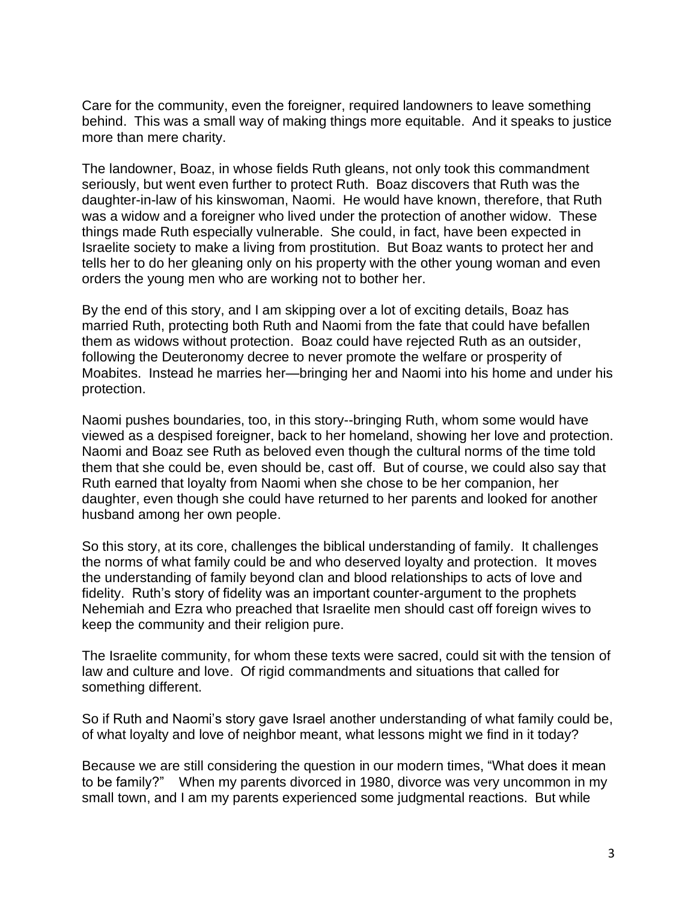Care for the community, even the foreigner, required landowners to leave something behind. This was a small way of making things more equitable. And it speaks to justice more than mere charity.

The landowner, Boaz, in whose fields Ruth gleans, not only took this commandment seriously, but went even further to protect Ruth. Boaz discovers that Ruth was the daughter-in-law of his kinswoman, Naomi. He would have known, therefore, that Ruth was a widow and a foreigner who lived under the protection of another widow. These things made Ruth especially vulnerable. She could, in fact, have been expected in Israelite society to make a living from prostitution. But Boaz wants to protect her and tells her to do her gleaning only on his property with the other young woman and even orders the young men who are working not to bother her.

By the end of this story, and I am skipping over a lot of exciting details, Boaz has married Ruth, protecting both Ruth and Naomi from the fate that could have befallen them as widows without protection. Boaz could have rejected Ruth as an outsider, following the Deuteronomy decree to never promote the welfare or prosperity of Moabites. Instead he marries her—bringing her and Naomi into his home and under his protection.

Naomi pushes boundaries, too, in this story--bringing Ruth, whom some would have viewed as a despised foreigner, back to her homeland, showing her love and protection. Naomi and Boaz see Ruth as beloved even though the cultural norms of the time told them that she could be, even should be, cast off. But of course, we could also say that Ruth earned that loyalty from Naomi when she chose to be her companion, her daughter, even though she could have returned to her parents and looked for another husband among her own people.

So this story, at its core, challenges the biblical understanding of family. It challenges the norms of what family could be and who deserved loyalty and protection. It moves the understanding of family beyond clan and blood relationships to acts of love and fidelity. Ruth's story of fidelity was an important counter-argument to the prophets Nehemiah and Ezra who preached that Israelite men should cast off foreign wives to keep the community and their religion pure.

The Israelite community, for whom these texts were sacred, could sit with the tension of law and culture and love. Of rigid commandments and situations that called for something different.

So if Ruth and Naomi's story gave Israel another understanding of what family could be, of what loyalty and love of neighbor meant, what lessons might we find in it today?

Because we are still considering the question in our modern times, "What does it mean to be family?" When my parents divorced in 1980, divorce was very uncommon in my small town, and I am my parents experienced some judgmental reactions. But while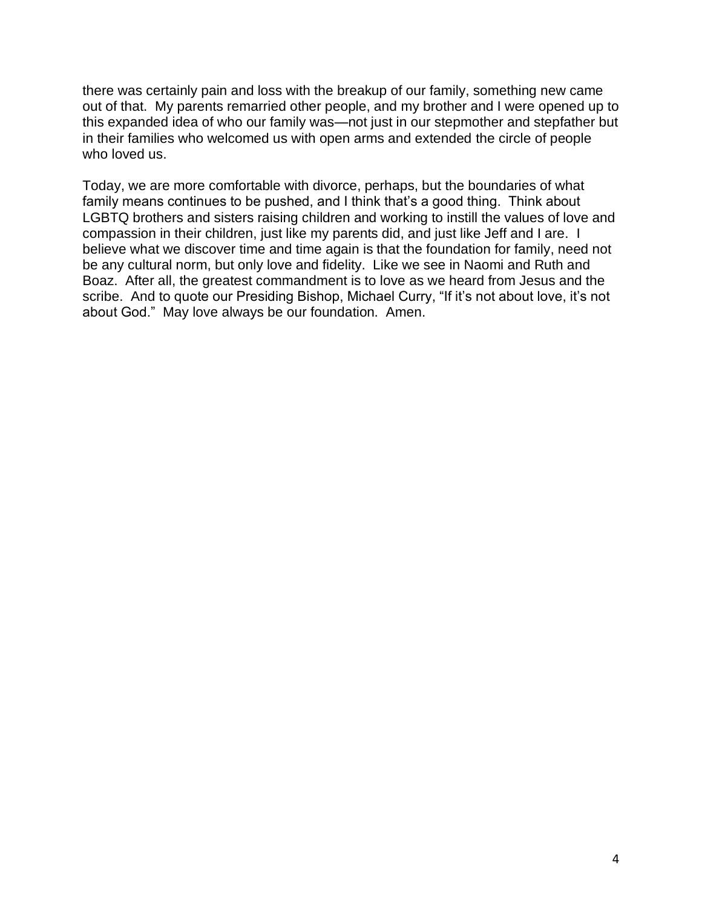there was certainly pain and loss with the breakup of our family, something new came out of that. My parents remarried other people, and my brother and I were opened up to this expanded idea of who our family was—not just in our stepmother and stepfather but in their families who welcomed us with open arms and extended the circle of people who loved us.

Today, we are more comfortable with divorce, perhaps, but the boundaries of what family means continues to be pushed, and I think that's a good thing. Think about LGBTQ brothers and sisters raising children and working to instill the values of love and compassion in their children, just like my parents did, and just like Jeff and I are. I believe what we discover time and time again is that the foundation for family, need not be any cultural norm, but only love and fidelity. Like we see in Naomi and Ruth and Boaz. After all, the greatest commandment is to love as we heard from Jesus and the scribe. And to quote our Presiding Bishop, Michael Curry, "If it's not about love, it's not about God." May love always be our foundation. Amen.